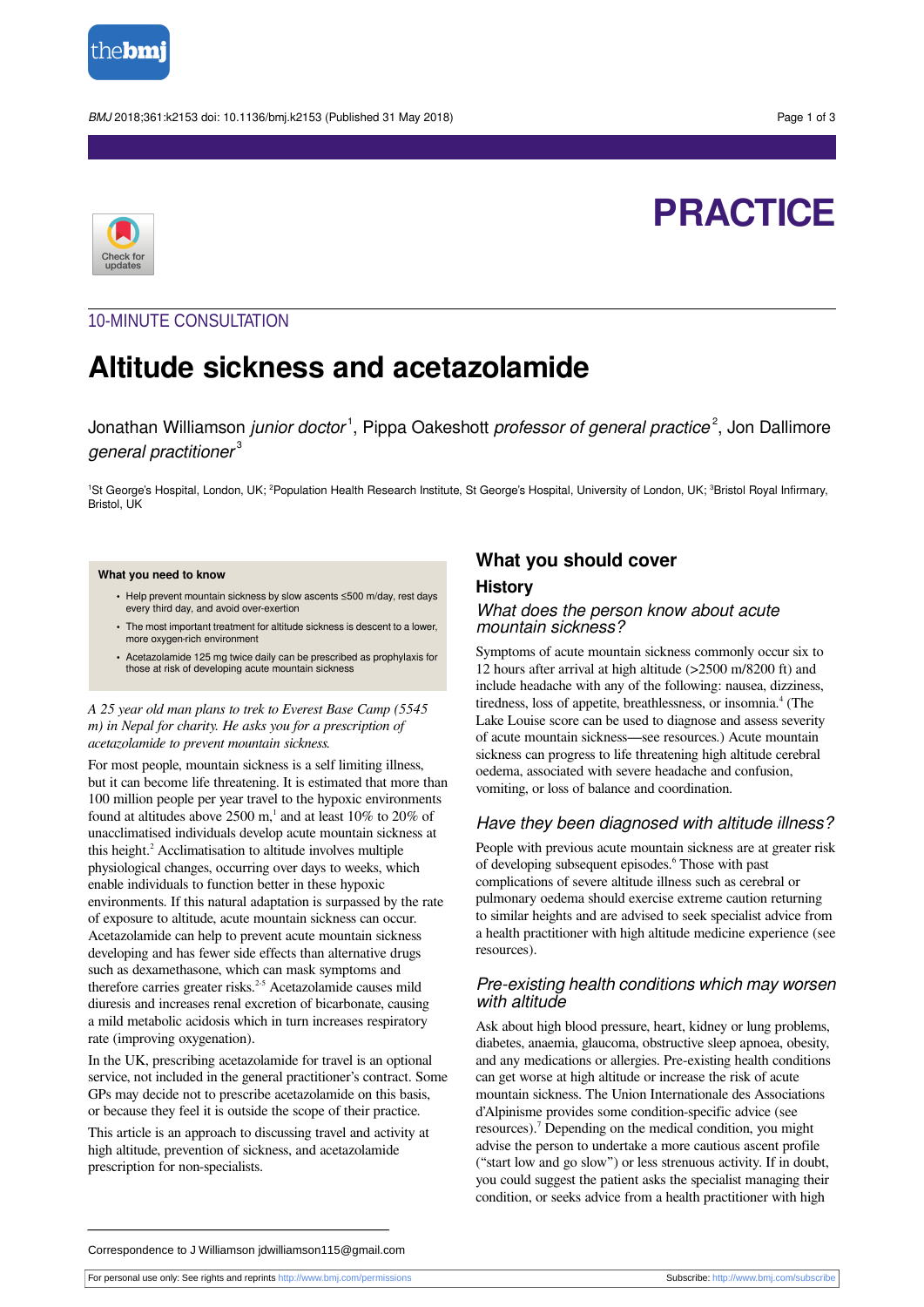PRACTICE

10-MINUTE CONSULTATION

# Altitude sickness and acetazolamide

Jonathan Williamson *junior doctor*[1], Pippa Oakeshott *professor of general practice*[2], Jon Dallimore *general practitioner*[3]

[1]St George's Hospital, London, UK; [2]Population Health Research Institute, St George's Hospital, University of London, UK; [3]Bristol Royal Infirmary, Bristol, UK

**What you need to know**

- Help prevent mountain sickness by slow ascents ≤500 m/day, rest days every third day, and avoid over-exertion
- The most important treatment for altitude sickness is descent to a lower, more oxygen-rich environment
- Acetazolamide 125 mg twice daily can be prescribed as prophylaxis for those at risk of developing acute mountain sickness

*A 25 year old man plans to trek to Everest Base Camp (5545 m) in Nepal for charity. He asks you for a prescription of acetazolamide to prevent mountain sickness.*

For most people, mountain sickness is a self limiting illness, but it can become life threatening. It is estimated that more than 100 million people per year travel to the hypoxic environments found at altitudes above 2500 m,[1] and at least 10% to 20% of unacclimatised individuals develop acute mountain sickness at this height.[2] Acclimatisation to altitude involves multiple physiological changes, occurring over days to weeks, which enable individuals to function better in these hypoxic environments. If this natural adaptation is surpassed by the rate of exposure to altitude, acute mountain sickness can occur. Acetazolamide can help to prevent acute mountain sickness developing and has fewer side effects than alternative drugs such as dexamethasone, which can mask symptoms and therefore carries greater risks.[2-5] Acetazolamide causes mild diuresis and increases renal excretion of bicarbonate, causing a mild metabolic acidosis which in turn increases respiratory rate (improving oxygenation).

In the UK, prescribing acetazolamide for travel is an optional service, not included in the general practitioner's contract. Some GPs may decide not to prescribe acetazolamide on this basis, or because they feel it is outside the scope of their practice.

This article is an approach to discussing travel and activity at high altitude, prevention of sickness, and acetazolamide prescription for non-specialists.

## What you should cover

### History

#### *What does the person know about acute mountain sickness?*

Symptoms of acute mountain sickness commonly occur six to 12 hours after arrival at high altitude (>2500 m/8200 ft) and include headache with any of the following: nausea, dizziness, tiredness, loss of appetite, breathlessness, or insomnia.[4] (The Lake Louise score can be used to diagnose and assess severity of acute mountain sickness—see resources.) Acute mountain sickness can progress to life threatening high altitude cerebral oedema, associated with severe headache and confusion, vomiting, or loss of balance and coordination.

#### *Have they been diagnosed with altitude illness?*

People with previous acute mountain sickness are at greater risk of developing subsequent episodes.[6] Those with past complications of severe altitude illness such as cerebral or pulmonary oedema should exercise extreme caution returning to similar heights and are advised to seek specialist advice from a health practitioner with high altitude medicine experience (see resources).

#### *Pre-existing health conditions which may worsen with altitude*

Ask about high blood pressure, heart, kidney or lung problems, diabetes, anaemia, glaucoma, obstructive sleep apnoea, obesity, and any medications or allergies. Pre-existing health conditions can get worse at high altitude or increase the risk of acute mountain sickness. The Union Internationale des Associations d'Alpinisme provides some condition-specific advice (see resources).[7] Depending on the medical condition, you might advise the person to undertake a more cautious ascent profile ("start low and go slow") or less strenuous activity. If in doubt, you could suggest the patient asks the specialist managing their condition, or seeks advice from a health practitioner with high

Correspondence to J Williamson jdwilliamson115@gmail.com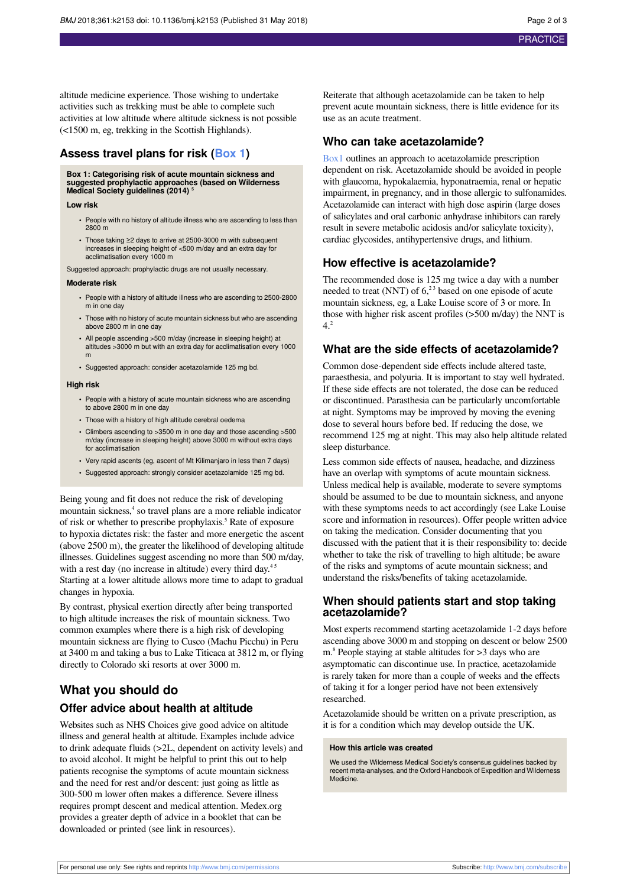altitude medicine experience. Those wishing to undertake activities such as trekking must be able to complete such activities at low altitude where altitude sickness is not possible (<1500 m, eg, trekking in the Scottish Highlands).

## Assess travel plans for risk (Box 1)

**Box 1: Categorising risk of acute mountain sickness and suggested prophylactic approaches (based on Wilderness Medical Society guidelines (2014)[5]**

**Low risk**

- People with no history of altitude illness who are ascending to less than 2800 m
- Those taking ≥2 days to arrive at 2500-3000 m with subsequent increases in sleeping height of <500 m/day and an extra day for acclimatisation every 1000 m

Suggested approach: prophylactic drugs are not usually necessary.

**Moderate risk**

- People with a history of altitude illness who are ascending to 2500-2800 m in one day
- Those with no history of acute mountain sickness but who are ascending above 2800 m in one day
- All people ascending >500 m/day (increase in sleeping height) at altitudes >3000 m but with an extra day for acclimatisation every 1000 m
- Suggested approach: consider acetazolamide 125 mg bd.

**High risk**

- People with a history of acute mountain sickness who are ascending to above 2800 m in one day
- Those with a history of high altitude cerebral oedema
- Climbers ascending to >3500 m in one day and those ascending >500 m/day (increase in sleeping height) above 3000 m without extra days for acclimatisation
- Very rapid ascents (eg, ascent of Mt Kilimanjaro in less than 7 days)
- Suggested approach: strongly consider acetazolamide 125 mg bd.

Being young and fit does not reduce the risk of developing mountain sickness,[4] so travel plans are a more reliable indicator of risk or whether to prescribe prophylaxis.[5] Rate of exposure to hypoxia dictates risk: the faster and more energetic the ascent (above 2500 m), the greater the likelihood of developing altitude illnesses. Guidelines suggest ascending no more than 500 m/day, with a rest day (no increase in altitude) every third day.[4,5] Starting at a lower altitude allows more time to adapt to gradual changes in hypoxia.

By contrast, physical exertion directly after being transported to high altitude increases the risk of mountain sickness. Two common examples where there is a high risk of developing mountain sickness are flying to Cusco (Machu Picchu) in Peru at 3400 m and taking a bus to Lake Titicaca at 3812 m, or flying directly to Colorado ski resorts at over 3000 m.

## What you should do

### Offer advice about health at altitude

Websites such as NHS Choices give good advice on altitude illness and general health at altitude. Examples include advice to drink adequate fluids (>2L, dependent on activity levels) and to avoid alcohol. It might be helpful to print this out to help patients recognise the symptoms of acute mountain sickness and the need for rest and/or descent: just going as little as 300-500 m lower often makes a difference. Severe illness requires prompt descent and medical attention. Medex.org provides a greater depth of advice in a booklet that can be downloaded or printed (see link in resources).

Reiterate that although acetazolamide can be taken to help prevent acute mountain sickness, there is little evidence for its use as an acute treatment.

### Who can take acetazolamide?

Box1 outlines an approach to acetazolamide prescription dependent on risk. Acetazolamide should be avoided in people with glaucoma, hypokalaemia, hyponatraemia, renal or hepatic impairment, in pregnancy, and in those allergic to sulfonamides. Acetazolamide can interact with high dose aspirin (large doses of salicylates and oral carbonic anhydrase inhibitors can rarely result in severe metabolic acidosis and/or salicylate toxicity), cardiac glycosides, antihypertensive drugs, and lithium.

### How effective is acetazolamide?

The recommended dose is 125 mg twice a day with a number needed to treat (NNT) of 6,[2,3] based on one episode of acute mountain sickness, eg, a Lake Louise score of 3 or more. In those with higher risk ascent profiles (>500 m/day) the NNT is 4.[2]

### What are the side effects of acetazolamide?

Common dose-dependent side effects include altered taste, paraesthesia, and polyuria. It is important to stay well hydrated. If these side effects are not tolerated, the dose can be reduced or discontinued. Parasthesia can be particularly uncomfortable at night. Symptoms may be improved by moving the evening dose to several hours before bed. If reducing the dose, we recommend 125 mg at night. This may also help altitude related sleep disturbance.

Less common side effects of nausea, headache, and dizziness have an overlap with symptoms of acute mountain sickness. Unless medical help is available, moderate to severe symptoms should be assumed to be due to mountain sickness, and anyone with these symptoms needs to act accordingly (see Lake Louise score and information in resources). Offer people written advice on taking the medication. Consider documenting that you discussed with the patient that it is their responsibility to: decide whether to take the risk of travelling to high altitude; be aware of the risks and symptoms of acute mountain sickness; and understand the risks/benefits of taking acetazolamide.

### When should patients start and stop taking acetazolamide?

Most experts recommend starting acetazolamide 1-2 days before ascending above 3000 m and stopping on descent or below 2500 m.[8] People staying at stable altitudes for >3 days who are asymptomatic can discontinue use. In practice, acetazolamide is rarely taken for more than a couple of weeks and the effects of taking it for a longer period have not been extensively researched.

Acetazolamide should be written on a private prescription, as it is for a condition which may develop outside the UK.

**How this article was created**

We used the Wilderness Medical Society's consensus guidelines backed by recent meta-analyses, and the Oxford Handbook of Expedition and Wilderness Medicine.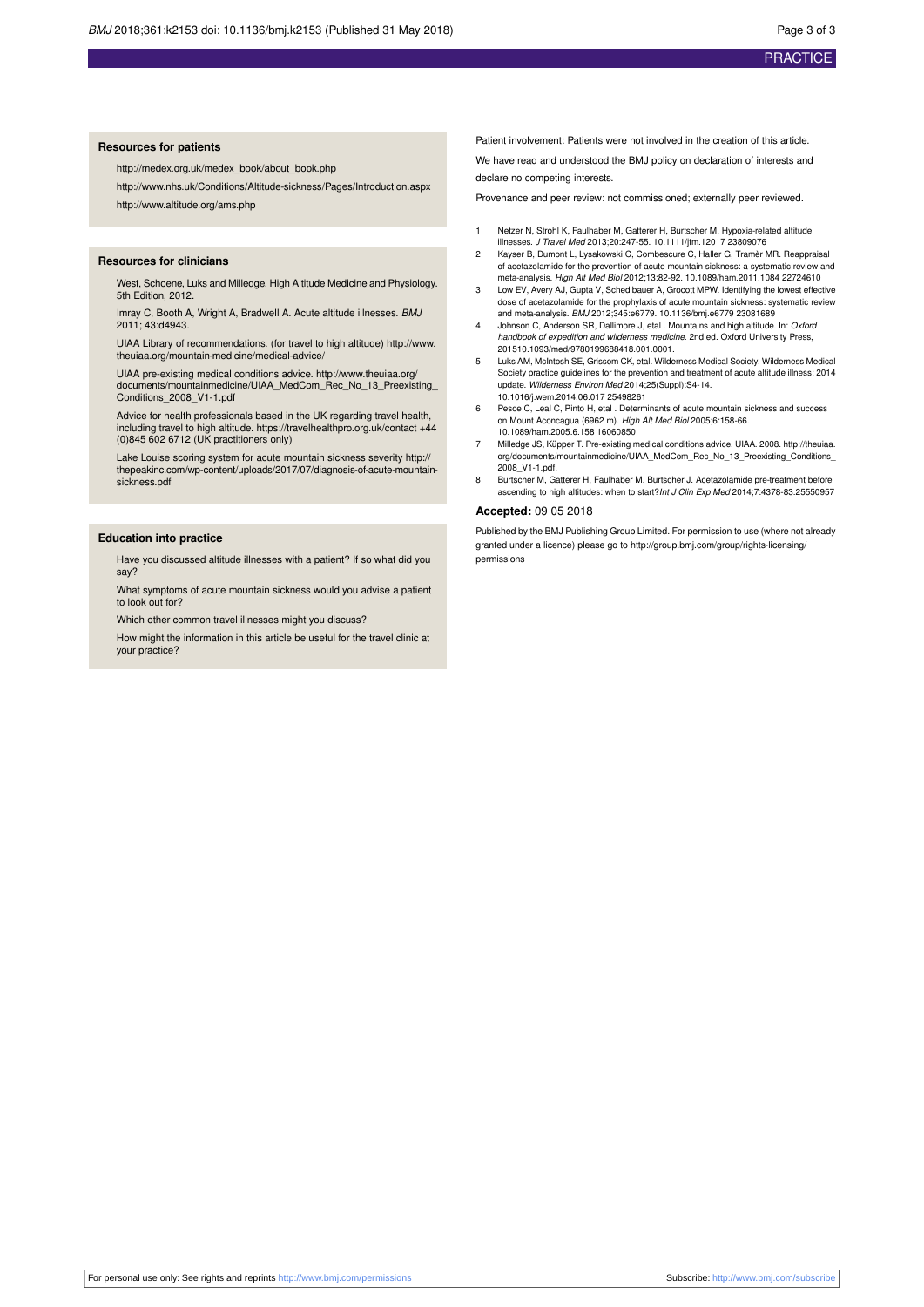### Resources for patients

http://medex.org.uk/medex_book/about_book.php

http://www.nhs.uk/Conditions/Altitude-sickness/Pages/Introduction.aspx

http://www.altitude.org/ams.php

### Resources for clinicians

West, Schoene, Luks and Milledge. High Altitude Medicine and Physiology. 5th Edition, 2012.

Imray C, Booth A, Wright A, Bradwell A. Acute altitude illnesses. *BMJ* 2011; 43:d4943.

UIAA Library of recommendations. (for travel to high altitude) http://www.theuiaa.org/mountain-medicine/medical-advice/

UIAA pre-existing medical conditions advice. http://www.theuiaa.org/documents/mountainmedicine/UIAA_MedCom_Rec_No_13_Preexisting_Conditions_2008_V1-1.pdf

Advice for health professionals based in the UK regarding travel health, including travel to high altitude. https://travelhealthpro.org.uk/contact +44 (0)845 602 6712 (UK practitioners only)

Lake Louise scoring system for acute mountain sickness severity http://thepeakinc.com/wp-content/uploads/2017/07/diagnosis-of-acute-mountain-sickness.pdf

### Education into practice

Have you discussed altitude illnesses with a patient? If so what did you say?

What symptoms of acute mountain sickness would you advise a patient to look out for?

Which other common travel illnesses might you discuss?

How might the information in this article be useful for the travel clinic at your practice?

Patient involvement: Patients were not involved in the creation of this article.

We have read and understood the BMJ policy on declaration of interests and declare no competing interests.

Provenance and peer review: not commissioned; externally peer reviewed.

1. Netzer N, Strohl K, Faulhaber M, Gatterer H, Burtscher M. Hypoxia-related altitude illnesses. *J Travel Med* 2013;20:247-55. 10.1111/jtm.12017 23809076
2. Kayser B, Dumont L, Lysakowski C, Combescure C, Haller G, Tramèr MR. Reappraisal of acetazolamide for the prevention of acute mountain sickness: a systematic review and meta-analysis. *High Alt Med Biol* 2012;13:82-92. 10.1089/ham.2011.1084 22724610
3. Low EV, Avery AJ, Gupta V, Schedlbauer A, Grocott MPW. Identifying the lowest effective dose of acetazolamide for the prophylaxis of acute mountain sickness: systematic review and meta-analysis. *BMJ* 2012;345:e6779. 10.1136/bmj.e6779 23081689
4. Johnson C, Anderson SR, Dallimore J, etal . Mountains and high altitude. In: *Oxford handbook of expedition and wilderness medicine.* 2nd ed. Oxford University Press, 201510.1093/med/9780199688418.001.0001.
5. Luks AM, McIntosh SE, Grissom CK, etal. Wilderness Medical Society. Wilderness Medical Society practice guidelines for the prevention and treatment of acute altitude illness: 2014 update. *Wilderness Environ Med* 2014;25(Suppl):S4-14. 10.1016/j.wem.2014.06.017 25498261
6. Pesce C, Leal C, Pinto H, etal . Determinants of acute mountain sickness and success on Mount Aconcagua (6962 m). *High Alt Med Biol* 2005;6:158-66. 10.1089/ham.2005.6.158 16060850
7. Milledge JS, Küpper T. Pre-existing medical conditions advice. UIAA. 2008. http://theuiaa.org/documents/mountainmedicine/UIAA_MedCom_Rec_No_13_Preexisting_Conditions_2008_V1-1.pdf.
8. Burtscher M, Gatterer H, Faulhaber M, Burtscher J. Acetazolamide pre-treatment before ascending to high altitudes: when to start? *Int J Clin Exp Med* 2014;7:4378-83.25550957

**Accepted:** 09 05 2018

Published by the BMJ Publishing Group Limited. For permission to use (where not already granted under a licence) please go to http://group.bmj.com/group/rights-licensing/permissions